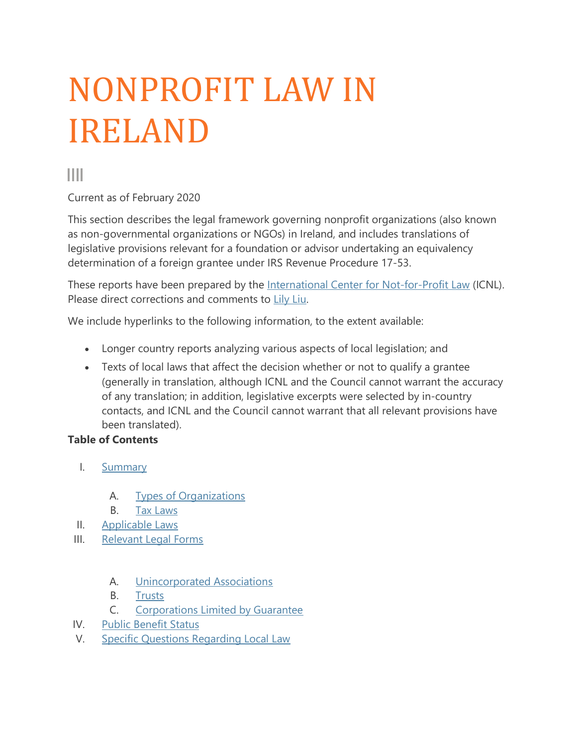# NONPROFIT LAW IN IRELAND

Current as of February 2020

This section describes the legal framework governing nonprofit organizations (also known as non-governmental organizations or NGOs) in Ireland, and includes translations of legislative provisions relevant for a foundation or advisor undertaking an equivalency determination of a foreign grantee under IRS Revenue Procedure 17-53.

These reports have been prepared by the International Center for Not-for-Profit Law (ICNL). Please direct corrections and comments to Lily Liu.

We include hyperlinks to the following information, to the extent available:

- Longer country reports analyzing various aspects of local legislation; and
- Texts of local laws that affect the decision whether or not to qualify a grantee (generally in translation, although ICNL and the Council cannot warrant the accuracy of any translation; in addition, legislative excerpts were selected by in-country contacts, and ICNL and the Council cannot warrant that all relevant provisions have been translated).

**Table of Contents**

I. Summary
   A. Types of Organizations
   B. Tax Laws
II. Applicable Laws
III. Relevant Legal Forms
   A. Unincorporated Associations
   B. Trusts
   C. Corporations Limited by Guarantee
IV. Public Benefit Status
V. Specific Questions Regarding Local Law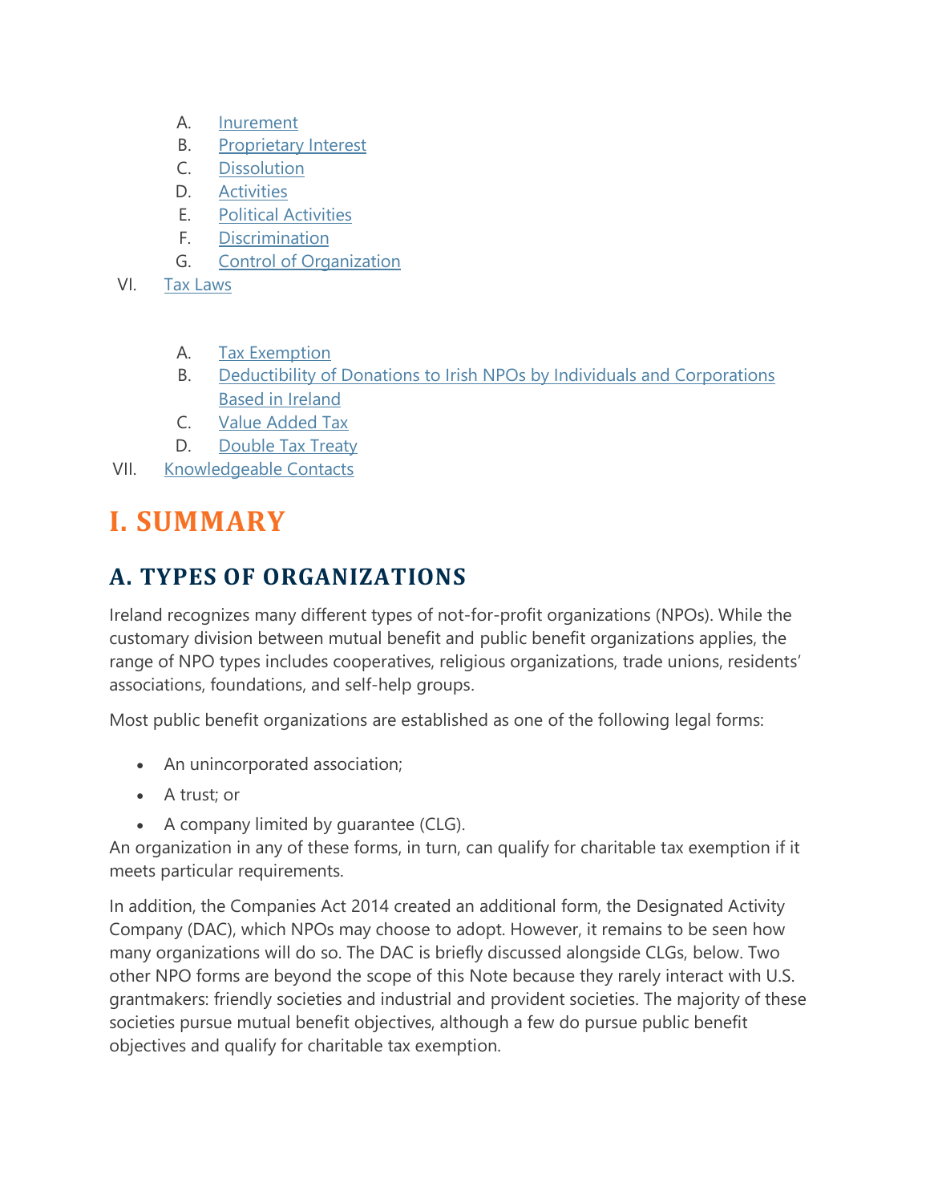A. Inurement
   B. Proprietary Interest
   C. Dissolution
   D. Activities
   E. Political Activities
   F. Discrimination
   G. Control of Organization

VI. Tax Laws

   A. Tax Exemption
   B. Deductibility of Donations to Irish NPOs by Individuals and Corporations Based in Ireland
   C. Value Added Tax
   D. Double Tax Treaty

VII. Knowledgeable Contacts

# I. SUMMARY

## A. TYPES OF ORGANIZATIONS

Ireland recognizes many different types of not-for-profit organizations (NPOs). While the customary division between mutual benefit and public benefit organizations applies, the range of NPO types includes cooperatives, religious organizations, trade unions, residents' associations, foundations, and self-help groups.

Most public benefit organizations are established as one of the following legal forms:

- An unincorporated association;
- A trust; or
- A company limited by guarantee (CLG).

An organization in any of these forms, in turn, can qualify for charitable tax exemption if it meets particular requirements.

In addition, the Companies Act 2014 created an additional form, the Designated Activity Company (DAC), which NPOs may choose to adopt. However, it remains to be seen how many organizations will do so. The DAC is briefly discussed alongside CLGs, below. Two other NPO forms are beyond the scope of this Note because they rarely interact with U.S. grantmakers: friendly societies and industrial and provident societies. The majority of these societies pursue mutual benefit objectives, although a few do pursue public benefit objectives and qualify for charitable tax exemption.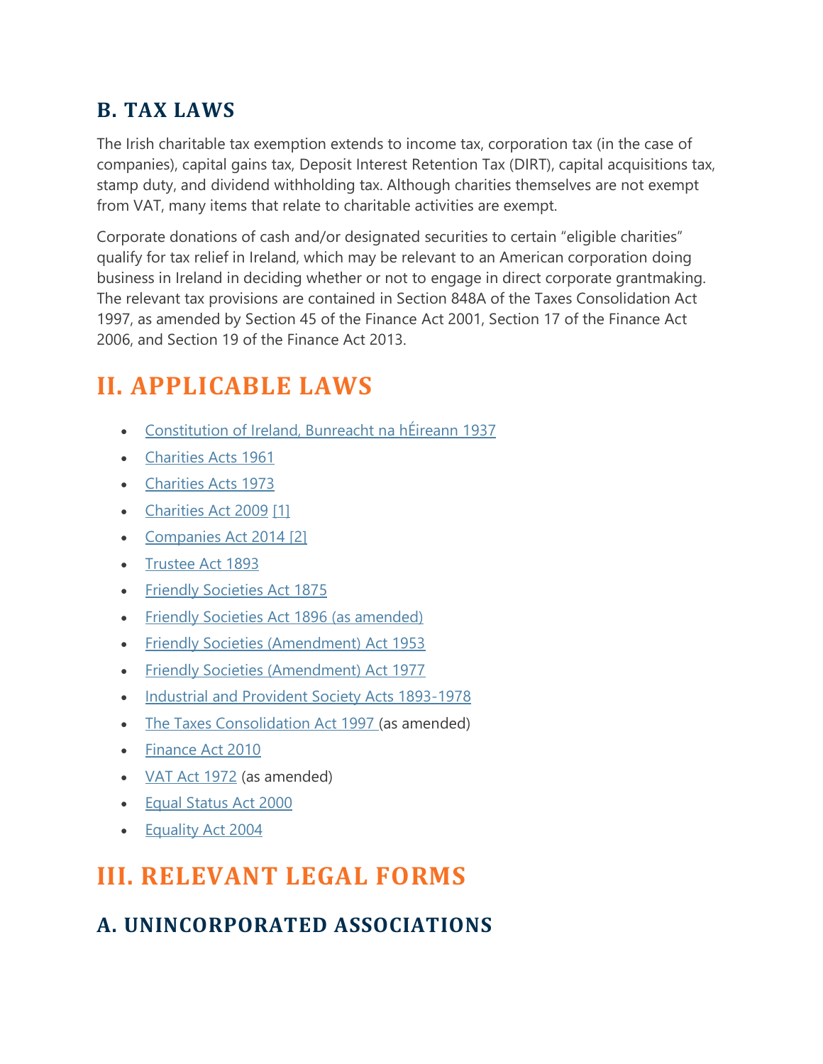### B. TAX LAWS

The Irish charitable tax exemption extends to income tax, corporation tax (in the case of companies), capital gains tax, Deposit Interest Retention Tax (DIRT), capital acquisitions tax, stamp duty, and dividend withholding tax. Although charities themselves are not exempt from VAT, many items that relate to charitable activities are exempt.

Corporate donations of cash and/or designated securities to certain "eligible charities" qualify for tax relief in Ireland, which may be relevant to an American corporation doing business in Ireland in deciding whether or not to engage in direct corporate grantmaking. The relevant tax provisions are contained in Section 848A of the Taxes Consolidation Act 1997, as amended by Section 45 of the Finance Act 2001, Section 17 of the Finance Act 2006, and Section 19 of the Finance Act 2013.

## II. APPLICABLE LAWS

- Constitution of Ireland, Bunreacht na hÉireann 1937
- Charities Acts 1961
- Charities Acts 1973
- Charities Act 2009 [1]
- Companies Act 2014 [2]
- Trustee Act 1893
- Friendly Societies Act 1875
- Friendly Societies Act 1896 (as amended)
- Friendly Societies (Amendment) Act 1953
- Friendly Societies (Amendment) Act 1977
- Industrial and Provident Society Acts 1893-1978
- The Taxes Consolidation Act 1997 (as amended)
- Finance Act 2010
- VAT Act 1972 (as amended)
- Equal Status Act 2000
- Equality Act 2004

## III. RELEVANT LEGAL FORMS

### A. UNINCORPORATED ASSOCIATIONS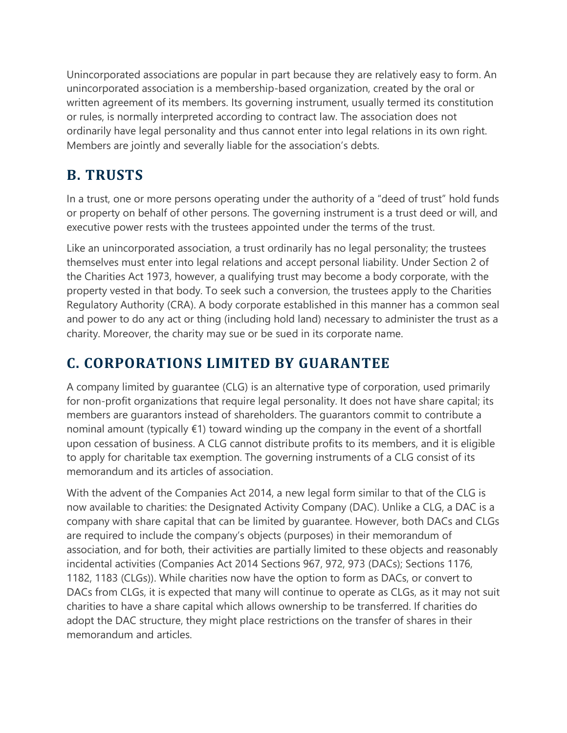Unincorporated associations are popular in part because they are relatively easy to form. An unincorporated association is a membership-based organization, created by the oral or written agreement of its members. Its governing instrument, usually termed its constitution or rules, is normally interpreted according to contract law. The association does not ordinarily have legal personality and thus cannot enter into legal relations in its own right. Members are jointly and severally liable for the association's debts.

## B. TRUSTS

In a trust, one or more persons operating under the authority of a "deed of trust" hold funds or property on behalf of other persons. The governing instrument is a trust deed or will, and executive power rests with the trustees appointed under the terms of the trust.

Like an unincorporated association, a trust ordinarily has no legal personality; the trustees themselves must enter into legal relations and accept personal liability. Under Section 2 of the Charities Act 1973, however, a qualifying trust may become a body corporate, with the property vested in that body. To seek such a conversion, the trustees apply to the Charities Regulatory Authority (CRA). A body corporate established in this manner has a common seal and power to do any act or thing (including hold land) necessary to administer the trust as a charity. Moreover, the charity may sue or be sued in its corporate name.

## C. CORPORATIONS LIMITED BY GUARANTEE

A company limited by guarantee (CLG) is an alternative type of corporation, used primarily for non-profit organizations that require legal personality. It does not have share capital; its members are guarantors instead of shareholders. The guarantors commit to contribute a nominal amount (typically €1) toward winding up the company in the event of a shortfall upon cessation of business. A CLG cannot distribute profits to its members, and it is eligible to apply for charitable tax exemption. The governing instruments of a CLG consist of its memorandum and its articles of association.

With the advent of the Companies Act 2014, a new legal form similar to that of the CLG is now available to charities: the Designated Activity Company (DAC). Unlike a CLG, a DAC is a company with share capital that can be limited by guarantee. However, both DACs and CLGs are required to include the company's objects (purposes) in their memorandum of association, and for both, their activities are partially limited to these objects and reasonably incidental activities (Companies Act 2014 Sections 967, 972, 973 (DACs); Sections 1176, 1182, 1183 (CLGs)). While charities now have the option to form as DACs, or convert to DACs from CLGs, it is expected that many will continue to operate as CLGs, as it may not suit charities to have a share capital which allows ownership to be transferred. If charities do adopt the DAC structure, they might place restrictions on the transfer of shares in their memorandum and articles.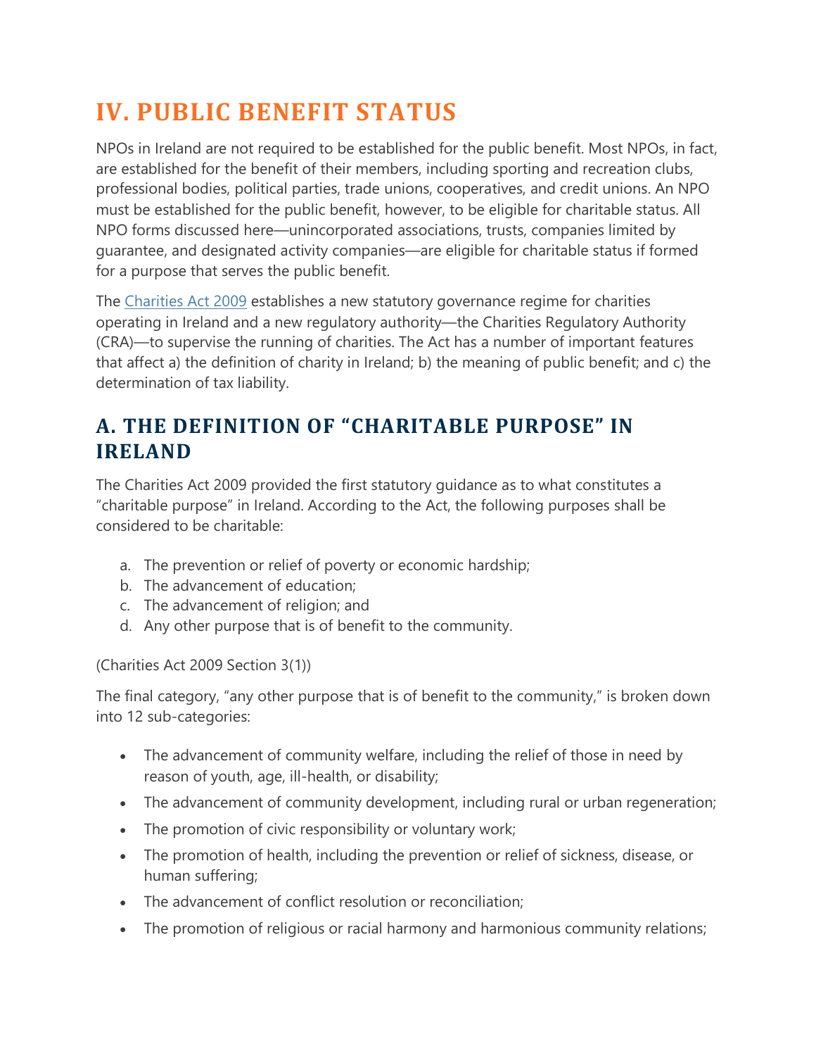# IV. PUBLIC BENEFIT STATUS

NPOs in Ireland are not required to be established for the public benefit. Most NPOs, in fact, are established for the benefit of their members, including sporting and recreation clubs, professional bodies, political parties, trade unions, cooperatives, and credit unions. An NPO must be established for the public benefit, however, to be eligible for charitable status. All NPO forms discussed here—unincorporated associations, trusts, companies limited by guarantee, and designated activity companies—are eligible for charitable status if formed for a purpose that serves the public benefit.

The [Charities Act 2009](Charities Act 2009) establishes a new statutory governance regime for charities operating in Ireland and a new regulatory authority—the Charities Regulatory Authority (CRA)—to supervise the running of charities. The Act has a number of important features that affect a) the definition of charity in Ireland; b) the meaning of public benefit; and c) the determination of tax liability.

## A. THE DEFINITION OF "CHARITABLE PURPOSE" IN IRELAND

The Charities Act 2009 provided the first statutory guidance as to what constitutes a "charitable purpose" in Ireland. According to the Act, the following purposes shall be considered to be charitable:

a. The prevention or relief of poverty or economic hardship;
b. The advancement of education;
c. The advancement of religion; and
d. Any other purpose that is of benefit to the community.

(Charities Act 2009 Section 3(1))

The final category, "any other purpose that is of benefit to the community," is broken down into 12 sub-categories:

- The advancement of community welfare, including the relief of those in need by reason of youth, age, ill-health, or disability;
- The advancement of community development, including rural or urban regeneration;
- The promotion of civic responsibility or voluntary work;
- The promotion of health, including the prevention or relief of sickness, disease, or human suffering;
- The advancement of conflict resolution or reconciliation;
- The promotion of religious or racial harmony and harmonious community relations;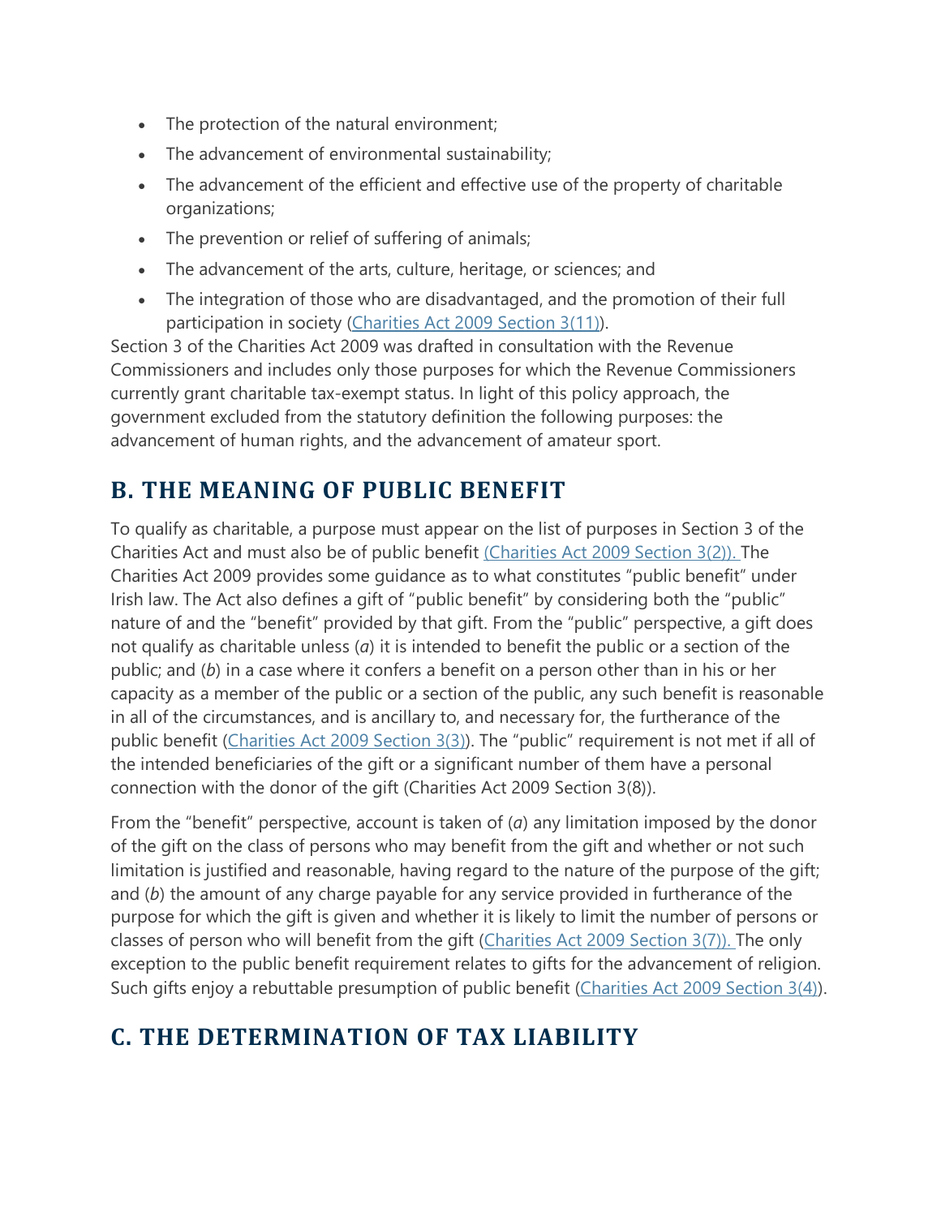- The protection of the natural environment;
- The advancement of environmental sustainability;
- The advancement of the efficient and effective use of the property of charitable organizations;
- The prevention or relief of suffering of animals;
- The advancement of the arts, culture, heritage, or sciences; and
- The integration of those who are disadvantaged, and the promotion of their full participation in society (Charities Act 2009 Section 3(11)).

Section 3 of the Charities Act 2009 was drafted in consultation with the Revenue Commissioners and includes only those purposes for which the Revenue Commissioners currently grant charitable tax-exempt status. In light of this policy approach, the government excluded from the statutory definition the following purposes: the advancement of human rights, and the advancement of amateur sport.

## B. THE MEANING OF PUBLIC BENEFIT

To qualify as charitable, a purpose must appear on the list of purposes in Section 3 of the Charities Act and must also be of public benefit (Charities Act 2009 Section 3(2)). The Charities Act 2009 provides some guidance as to what constitutes "public benefit" under Irish law. The Act also defines a gift of "public benefit" by considering both the "public" nature of and the "benefit" provided by that gift. From the "public" perspective, a gift does not qualify as charitable unless (*a*) it is intended to benefit the public or a section of the public; and (*b*) in a case where it confers a benefit on a person other than in his or her capacity as a member of the public or a section of the public, any such benefit is reasonable in all of the circumstances, and is ancillary to, and necessary for, the furtherance of the public benefit (Charities Act 2009 Section 3(3)). The "public" requirement is not met if all of the intended beneficiaries of the gift or a significant number of them have a personal connection with the donor of the gift (Charities Act 2009 Section 3(8)).

From the "benefit" perspective, account is taken of (*a*) any limitation imposed by the donor of the gift on the class of persons who may benefit from the gift and whether or not such limitation is justified and reasonable, having regard to the nature of the purpose of the gift; and (*b*) the amount of any charge payable for any service provided in furtherance of the purpose for which the gift is given and whether it is likely to limit the number of persons or classes of person who will benefit from the gift (Charities Act 2009 Section 3(7)). The only exception to the public benefit requirement relates to gifts for the advancement of religion. Such gifts enjoy a rebuttable presumption of public benefit (Charities Act 2009 Section 3(4)).

## C. THE DETERMINATION OF TAX LIABILITY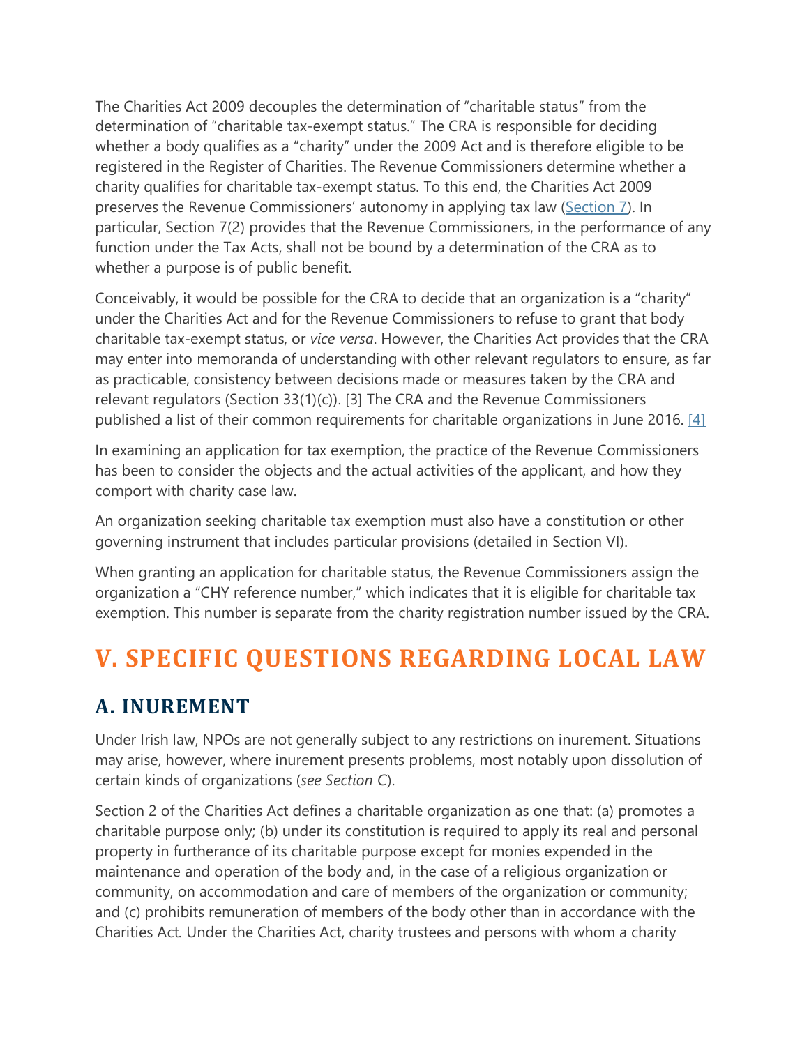The Charities Act 2009 decouples the determination of "charitable status" from the determination of "charitable tax-exempt status." The CRA is responsible for deciding whether a body qualifies as a "charity" under the 2009 Act and is therefore eligible to be registered in the Register of Charities. The Revenue Commissioners determine whether a charity qualifies for charitable tax-exempt status. To this end, the Charities Act 2009 preserves the Revenue Commissioners' autonomy in applying tax law (Section 7). In particular, Section 7(2) provides that the Revenue Commissioners, in the performance of any function under the Tax Acts, shall not be bound by a determination of the CRA as to whether a purpose is of public benefit.

Conceivably, it would be possible for the CRA to decide that an organization is a "charity" under the Charities Act and for the Revenue Commissioners to refuse to grant that body charitable tax-exempt status, or *vice versa*. However, the Charities Act provides that the CRA may enter into memoranda of understanding with other relevant regulators to ensure, as far as practicable, consistency between decisions made or measures taken by the CRA and relevant regulators (Section 33(1)(c)). [3] The CRA and the Revenue Commissioners published a list of their common requirements for charitable organizations in June 2016. [4]

In examining an application for tax exemption, the practice of the Revenue Commissioners has been to consider the objects and the actual activities of the applicant, and how they comport with charity case law.

An organization seeking charitable tax exemption must also have a constitution or other governing instrument that includes particular provisions (detailed in Section VI).

When granting an application for charitable status, the Revenue Commissioners assign the organization a "CHY reference number," which indicates that it is eligible for charitable tax exemption. This number is separate from the charity registration number issued by the CRA.

# V. SPECIFIC QUESTIONS REGARDING LOCAL LAW

## A. INUREMENT

Under Irish law, NPOs are not generally subject to any restrictions on inurement. Situations may arise, however, where inurement presents problems, most notably upon dissolution of certain kinds of organizations (*see Section C*).

Section 2 of the Charities Act defines a charitable organization as one that: (a) promotes a charitable purpose only; (b) under its constitution is required to apply its real and personal property in furtherance of its charitable purpose except for monies expended in the maintenance and operation of the body and, in the case of a religious organization or community, on accommodation and care of members of the organization or community; and (c) prohibits remuneration of members of the body other than in accordance with the Charities Act. Under the Charities Act, charity trustees and persons with whom a charity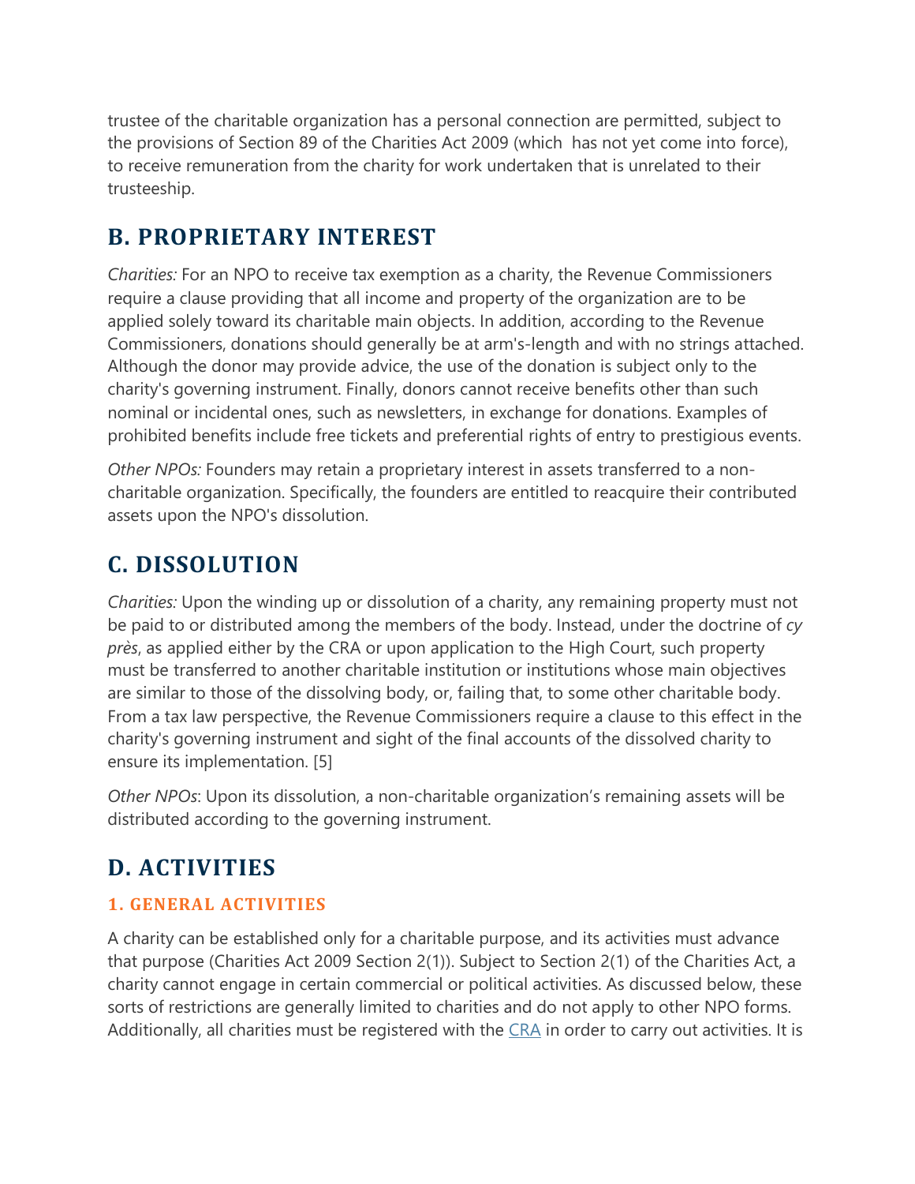trustee of the charitable organization has a personal connection are permitted, subject to the provisions of Section 89 of the Charities Act 2009 (which has not yet come into force), to receive remuneration from the charity for work undertaken that is unrelated to their trusteeship.

## B. PROPRIETARY INTEREST

*Charities:* For an NPO to receive tax exemption as a charity, the Revenue Commissioners require a clause providing that all income and property of the organization are to be applied solely toward its charitable main objects. In addition, according to the Revenue Commissioners, donations should generally be at arm's-length and with no strings attached. Although the donor may provide advice, the use of the donation is subject only to the charity's governing instrument. Finally, donors cannot receive benefits other than such nominal or incidental ones, such as newsletters, in exchange for donations. Examples of prohibited benefits include free tickets and preferential rights of entry to prestigious events.

*Other NPOs:* Founders may retain a proprietary interest in assets transferred to a non-charitable organization. Specifically, the founders are entitled to reacquire their contributed assets upon the NPO's dissolution.

## C. DISSOLUTION

*Charities:* Upon the winding up or dissolution of a charity, any remaining property must not be paid to or distributed among the members of the body. Instead, under the doctrine of *cy près*, as applied either by the CRA or upon application to the High Court, such property must be transferred to another charitable institution or institutions whose main objectives are similar to those of the dissolving body, or, failing that, to some other charitable body. From a tax law perspective, the Revenue Commissioners require a clause to this effect in the charity's governing instrument and sight of the final accounts of the dissolved charity to ensure its implementation. [5]

*Other NPOs*: Upon its dissolution, a non-charitable organization's remaining assets will be distributed according to the governing instrument.

## D. ACTIVITIES

### 1. GENERAL ACTIVITIES

A charity can be established only for a charitable purpose, and its activities must advance that purpose (Charities Act 2009 Section 2(1)). Subject to Section 2(1) of the Charities Act, a charity cannot engage in certain commercial or political activities. As discussed below, these sorts of restrictions are generally limited to charities and do not apply to other NPO forms. Additionally, all charities must be registered with the CRA in order to carry out activities. It is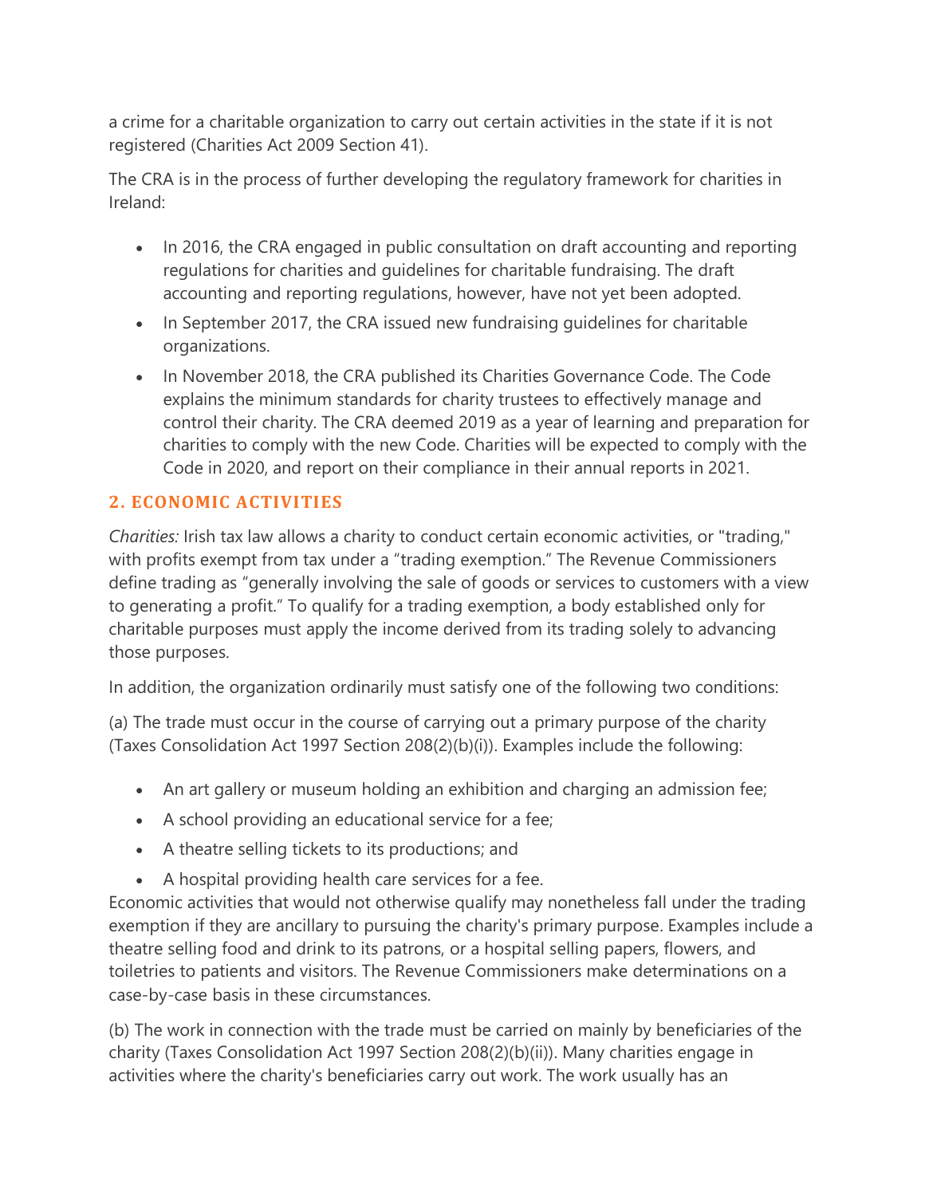a crime for a charitable organization to carry out certain activities in the state if it is not registered (Charities Act 2009 Section 41).

The CRA is in the process of further developing the regulatory framework for charities in Ireland:

- In 2016, the CRA engaged in public consultation on draft accounting and reporting regulations for charities and guidelines for charitable fundraising. The draft accounting and reporting regulations, however, have not yet been adopted.
- In September 2017, the CRA issued new fundraising guidelines for charitable organizations.
- In November 2018, the CRA published its Charities Governance Code. The Code explains the minimum standards for charity trustees to effectively manage and control their charity. The CRA deemed 2019 as a year of learning and preparation for charities to comply with the new Code. Charities will be expected to comply with the Code in 2020, and report on their compliance in their annual reports in 2021.

## 2. ECONOMIC ACTIVITIES

*Charities:* Irish tax law allows a charity to conduct certain economic activities, or "trading," with profits exempt from tax under a "trading exemption." The Revenue Commissioners define trading as "generally involving the sale of goods or services to customers with a view to generating a profit." To qualify for a trading exemption, a body established only for charitable purposes must apply the income derived from its trading solely to advancing those purposes.

In addition, the organization ordinarily must satisfy one of the following two conditions:

(a) The trade must occur in the course of carrying out a primary purpose of the charity (Taxes Consolidation Act 1997 Section 208(2)(b)(i)). Examples include the following:

- An art gallery or museum holding an exhibition and charging an admission fee;
- A school providing an educational service for a fee;
- A theatre selling tickets to its productions; and
- A hospital providing health care services for a fee.

Economic activities that would not otherwise qualify may nonetheless fall under the trading exemption if they are ancillary to pursuing the charity's primary purpose. Examples include a theatre selling food and drink to its patrons, or a hospital selling papers, flowers, and toiletries to patients and visitors. The Revenue Commissioners make determinations on a case-by-case basis in these circumstances.

(b) The work in connection with the trade must be carried on mainly by beneficiaries of the charity (Taxes Consolidation Act 1997 Section 208(2)(b)(ii)). Many charities engage in activities where the charity's beneficiaries carry out work. The work usually has an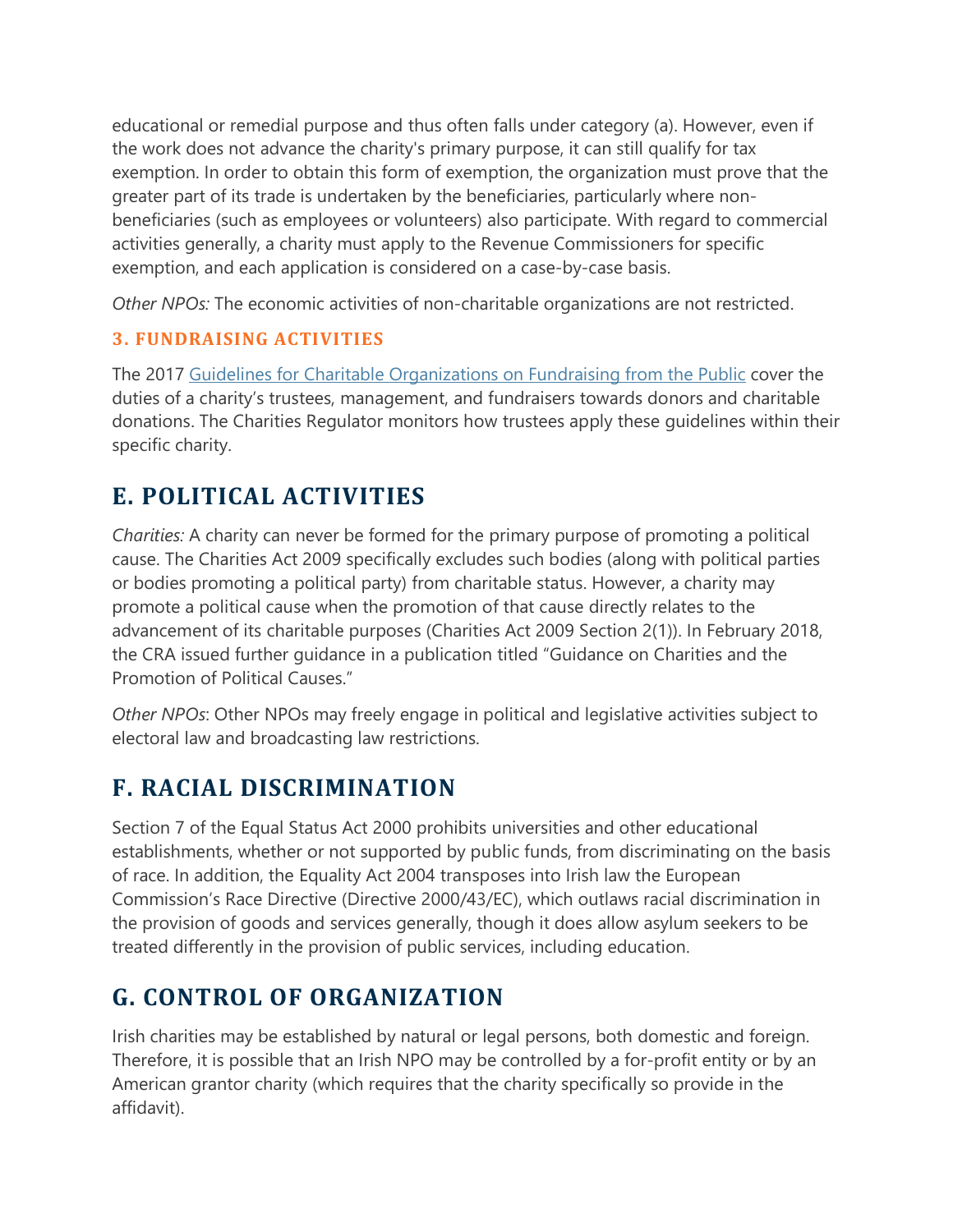educational or remedial purpose and thus often falls under category (a). However, even if the work does not advance the charity's primary purpose, it can still qualify for tax exemption. In order to obtain this form of exemption, the organization must prove that the greater part of its trade is undertaken by the beneficiaries, particularly where non-beneficiaries (such as employees or volunteers) also participate. With regard to commercial activities generally, a charity must apply to the Revenue Commissioners for specific exemption, and each application is considered on a case-by-case basis.

*Other NPOs:* The economic activities of non-charitable organizations are not restricted.

### 3. FUNDRAISING ACTIVITIES

The 2017 Guidelines for Charitable Organizations on Fundraising from the Public cover the duties of a charity's trustees, management, and fundraisers towards donors and charitable donations. The Charities Regulator monitors how trustees apply these guidelines within their specific charity.

## E. POLITICAL ACTIVITIES

*Charities:* A charity can never be formed for the primary purpose of promoting a political cause. The Charities Act 2009 specifically excludes such bodies (along with political parties or bodies promoting a political party) from charitable status. However, a charity may promote a political cause when the promotion of that cause directly relates to the advancement of its charitable purposes (Charities Act 2009 Section 2(1)). In February 2018, the CRA issued further guidance in a publication titled "Guidance on Charities and the Promotion of Political Causes."

*Other NPOs*: Other NPOs may freely engage in political and legislative activities subject to electoral law and broadcasting law restrictions.

## F. RACIAL DISCRIMINATION

Section 7 of the Equal Status Act 2000 prohibits universities and other educational establishments, whether or not supported by public funds, from discriminating on the basis of race. In addition, the Equality Act 2004 transposes into Irish law the European Commission's Race Directive (Directive 2000/43/EC), which outlaws racial discrimination in the provision of goods and services generally, though it does allow asylum seekers to be treated differently in the provision of public services, including education.

## G. CONTROL OF ORGANIZATION

Irish charities may be established by natural or legal persons, both domestic and foreign. Therefore, it is possible that an Irish NPO may be controlled by a for-profit entity or by an American grantor charity (which requires that the charity specifically so provide in the affidavit).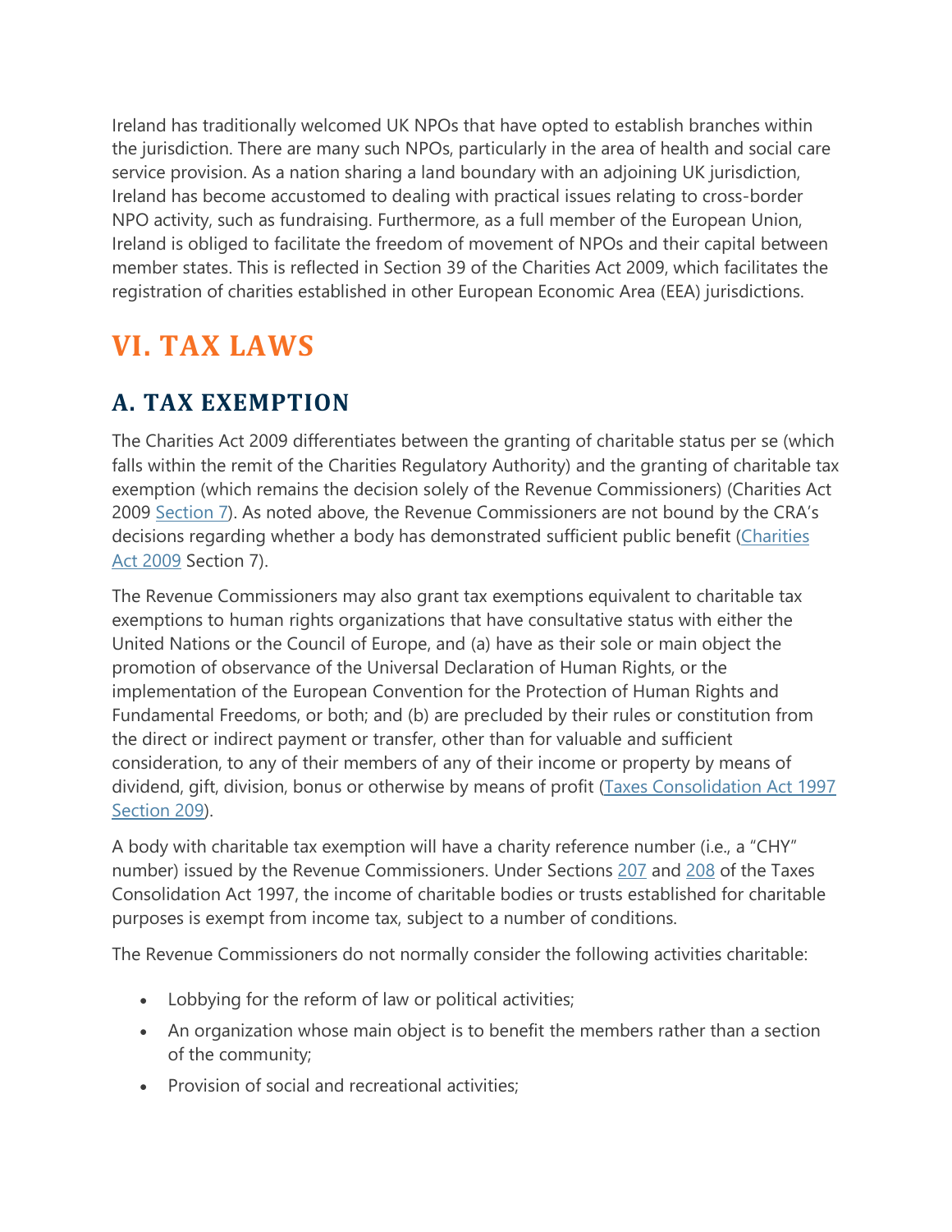Ireland has traditionally welcomed UK NPOs that have opted to establish branches within the jurisdiction. There are many such NPOs, particularly in the area of health and social care service provision. As a nation sharing a land boundary with an adjoining UK jurisdiction, Ireland has become accustomed to dealing with practical issues relating to cross-border NPO activity, such as fundraising. Furthermore, as a full member of the European Union, Ireland is obliged to facilitate the freedom of movement of NPOs and their capital between member states. This is reflected in Section 39 of the Charities Act 2009, which facilitates the registration of charities established in other European Economic Area (EEA) jurisdictions.

# VI. TAX LAWS

## A. TAX EXEMPTION

The Charities Act 2009 differentiates between the granting of charitable status per se (which falls within the remit of the Charities Regulatory Authority) and the granting of charitable tax exemption (which remains the decision solely of the Revenue Commissioners) (Charities Act 2009 Section 7). As noted above, the Revenue Commissioners are not bound by the CRA's decisions regarding whether a body has demonstrated sufficient public benefit (Charities Act 2009 Section 7).

The Revenue Commissioners may also grant tax exemptions equivalent to charitable tax exemptions to human rights organizations that have consultative status with either the United Nations or the Council of Europe, and (a) have as their sole or main object the promotion of observance of the Universal Declaration of Human Rights, or the implementation of the European Convention for the Protection of Human Rights and Fundamental Freedoms, or both; and (b) are precluded by their rules or constitution from the direct or indirect payment or transfer, other than for valuable and sufficient consideration, to any of their members of any of their income or property by means of dividend, gift, division, bonus or otherwise by means of profit (Taxes Consolidation Act 1997 Section 209).

A body with charitable tax exemption will have a charity reference number (i.e., a "CHY" number) issued by the Revenue Commissioners. Under Sections 207 and 208 of the Taxes Consolidation Act 1997, the income of charitable bodies or trusts established for charitable purposes is exempt from income tax, subject to a number of conditions.

The Revenue Commissioners do not normally consider the following activities charitable:

- Lobbying for the reform of law or political activities;
- An organization whose main object is to benefit the members rather than a section of the community;
- Provision of social and recreational activities;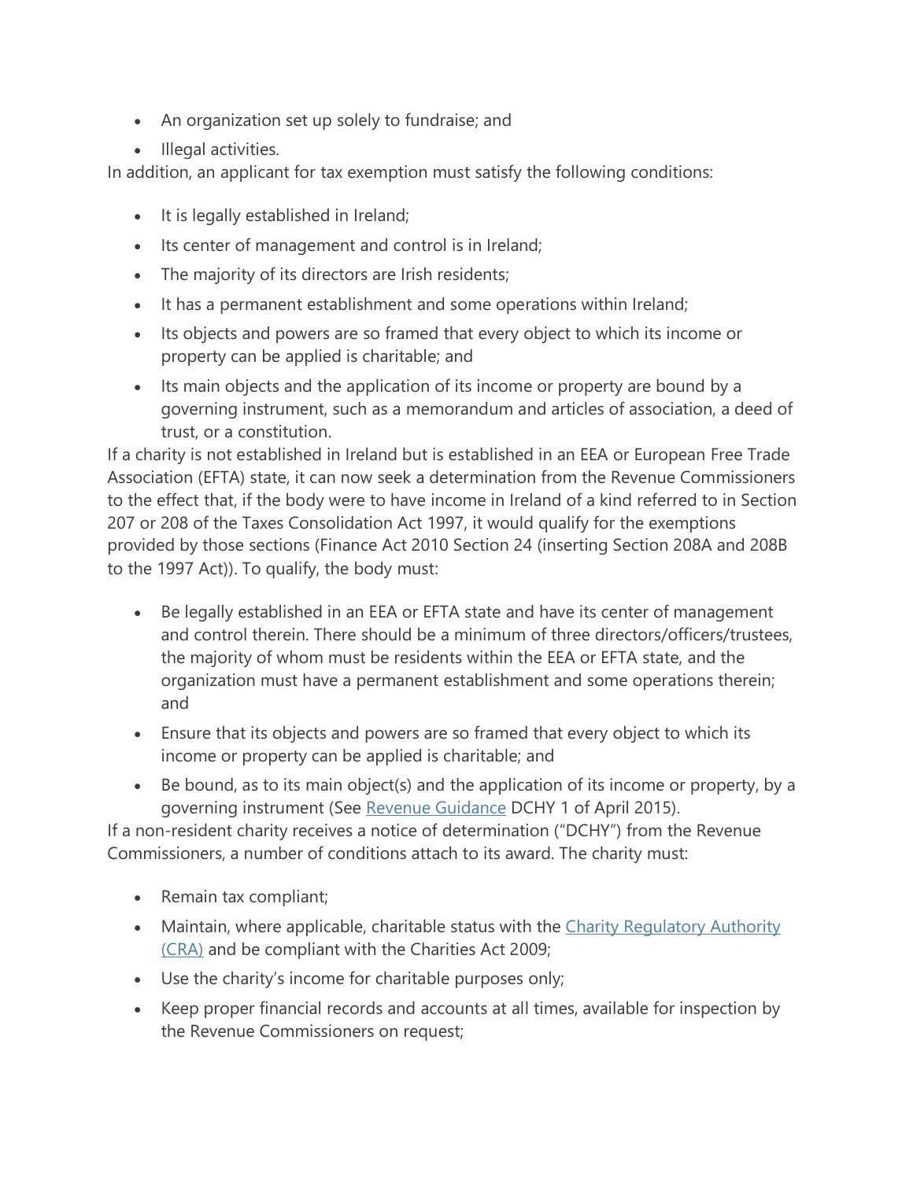- An organization set up solely to fundraise; and
- Illegal activities.

In addition, an applicant for tax exemption must satisfy the following conditions:

- It is legally established in Ireland;
- Its center of management and control is in Ireland;
- The majority of its directors are Irish residents;
- It has a permanent establishment and some operations within Ireland;
- Its objects and powers are so framed that every object to which its income or property can be applied is charitable; and
- Its main objects and the application of its income or property are bound by a governing instrument, such as a memorandum and articles of association, a deed of trust, or a constitution.

If a charity is not established in Ireland but is established in an EEA or European Free Trade Association (EFTA) state, it can now seek a determination from the Revenue Commissioners to the effect that, if the body were to have income in Ireland of a kind referred to in Section 207 or 208 of the Taxes Consolidation Act 1997, it would qualify for the exemptions provided by those sections (Finance Act 2010 Section 24 (inserting Section 208A and 208B to the 1997 Act)). To qualify, the body must:

- Be legally established in an EEA or EFTA state and have its center of management and control therein. There should be a minimum of three directors/officers/trustees, the majority of whom must be residents within the EEA or EFTA state, and the organization must have a permanent establishment and some operations therein; and
- Ensure that its objects and powers are so framed that every object to which its income or property can be applied is charitable; and
- Be bound, as to its main object(s) and the application of its income or property, by a governing instrument (See [Revenue Guidance](#) DCHY 1 of April 2015).

If a non-resident charity receives a notice of determination ("DCHY") from the Revenue Commissioners, a number of conditions attach to its award. The charity must:

- Remain tax compliant;
- Maintain, where applicable, charitable status with the [Charity Regulatory Authority (CRA)](#) and be compliant with the Charities Act 2009;
- Use the charity's income for charitable purposes only;
- Keep proper financial records and accounts at all times, available for inspection by the Revenue Commissioners on request;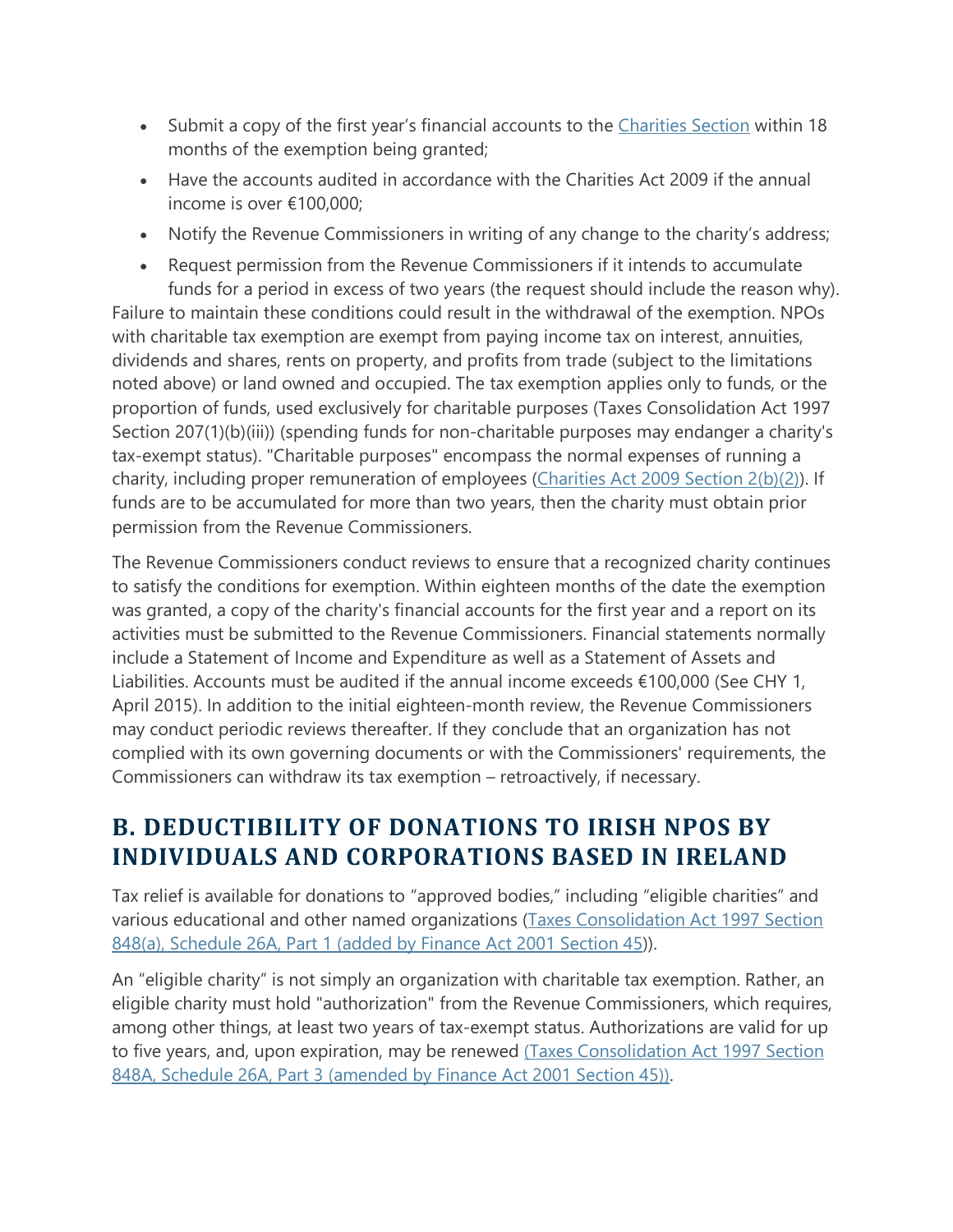- Submit a copy of the first year's financial accounts to the Charities Section within 18 months of the exemption being granted;
- Have the accounts audited in accordance with the Charities Act 2009 if the annual income is over €100,000;
- Notify the Revenue Commissioners in writing of any change to the charity's address;
- Request permission from the Revenue Commissioners if it intends to accumulate funds for a period in excess of two years (the request should include the reason why).

Failure to maintain these conditions could result in the withdrawal of the exemption. NPOs with charitable tax exemption are exempt from paying income tax on interest, annuities, dividends and shares, rents on property, and profits from trade (subject to the limitations noted above) or land owned and occupied. The tax exemption applies only to funds, or the proportion of funds, used exclusively for charitable purposes (Taxes Consolidation Act 1997 Section 207(1)(b)(iii)) (spending funds for non-charitable purposes may endanger a charity's tax-exempt status). "Charitable purposes" encompass the normal expenses of running a charity, including proper remuneration of employees (Charities Act 2009 Section 2(b)(2)). If funds are to be accumulated for more than two years, then the charity must obtain prior permission from the Revenue Commissioners.

The Revenue Commissioners conduct reviews to ensure that a recognized charity continues to satisfy the conditions for exemption. Within eighteen months of the date the exemption was granted, a copy of the charity's financial accounts for the first year and a report on its activities must be submitted to the Revenue Commissioners. Financial statements normally include a Statement of Income and Expenditure as well as a Statement of Assets and Liabilities. Accounts must be audited if the annual income exceeds €100,000 (See CHY 1, April 2015). In addition to the initial eighteen-month review, the Revenue Commissioners may conduct periodic reviews thereafter. If they conclude that an organization has not complied with its own governing documents or with the Commissioners' requirements, the Commissioners can withdraw its tax exemption – retroactively, if necessary.

## B. DEDUCTIBILITY OF DONATIONS TO IRISH NPOS BY INDIVIDUALS AND CORPORATIONS BASED IN IRELAND

Tax relief is available for donations to "approved bodies," including "eligible charities" and various educational and other named organizations (Taxes Consolidation Act 1997 Section 848(a), Schedule 26A, Part 1 (added by Finance Act 2001 Section 45)).

An "eligible charity" is not simply an organization with charitable tax exemption. Rather, an eligible charity must hold "authorization" from the Revenue Commissioners, which requires, among other things, at least two years of tax-exempt status. Authorizations are valid for up to five years, and, upon expiration, may be renewed (Taxes Consolidation Act 1997 Section 848A, Schedule 26A, Part 3 (amended by Finance Act 2001 Section 45)).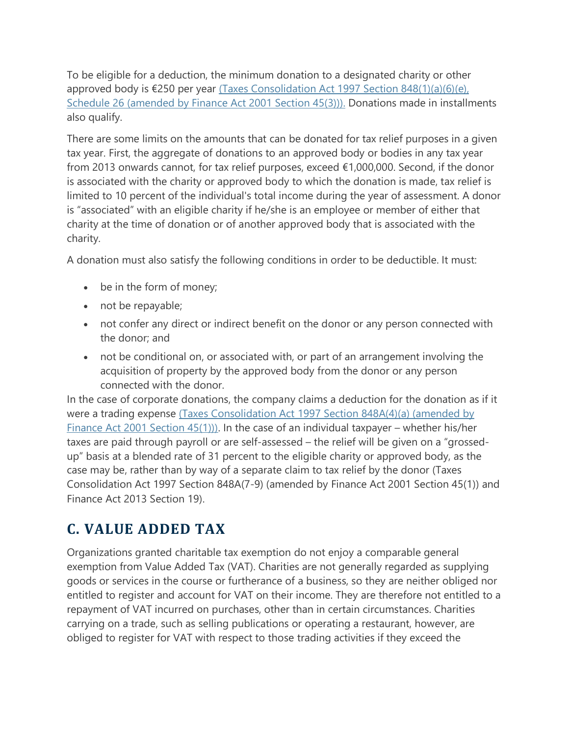To be eligible for a deduction, the minimum donation to a designated charity or other approved body is €250 per year (Taxes Consolidation Act 1997 Section 848(1)(a)(6)(e), Schedule 26 (amended by Finance Act 2001 Section 45(3))). Donations made in installments also qualify.

There are some limits on the amounts that can be donated for tax relief purposes in a given tax year. First, the aggregate of donations to an approved body or bodies in any tax year from 2013 onwards cannot, for tax relief purposes, exceed €1,000,000. Second, if the donor is associated with the charity or approved body to which the donation is made, tax relief is limited to 10 percent of the individual's total income during the year of assessment. A donor is "associated" with an eligible charity if he/she is an employee or member of either that charity at the time of donation or of another approved body that is associated with the charity.

A donation must also satisfy the following conditions in order to be deductible. It must:

- be in the form of money;
- not be repayable;
- not confer any direct or indirect benefit on the donor or any person connected with the donor; and
- not be conditional on, or associated with, or part of an arrangement involving the acquisition of property by the approved body from the donor or any person connected with the donor.

In the case of corporate donations, the company claims a deduction for the donation as if it were a trading expense (Taxes Consolidation Act 1997 Section 848A(4)(a) (amended by Finance Act 2001 Section 45(1))). In the case of an individual taxpayer – whether his/her taxes are paid through payroll or are self-assessed – the relief will be given on a "grossed-up" basis at a blended rate of 31 percent to the eligible charity or approved body, as the case may be, rather than by way of a separate claim to tax relief by the donor (Taxes Consolidation Act 1997 Section 848A(7-9) (amended by Finance Act 2001 Section 45(1)) and Finance Act 2013 Section 19).

## C. VALUE ADDED TAX

Organizations granted charitable tax exemption do not enjoy a comparable general exemption from Value Added Tax (VAT). Charities are not generally regarded as supplying goods or services in the course or furtherance of a business, so they are neither obliged nor entitled to register and account for VAT on their income. They are therefore not entitled to a repayment of VAT incurred on purchases, other than in certain circumstances. Charities carrying on a trade, such as selling publications or operating a restaurant, however, are obliged to register for VAT with respect to those trading activities if they exceed the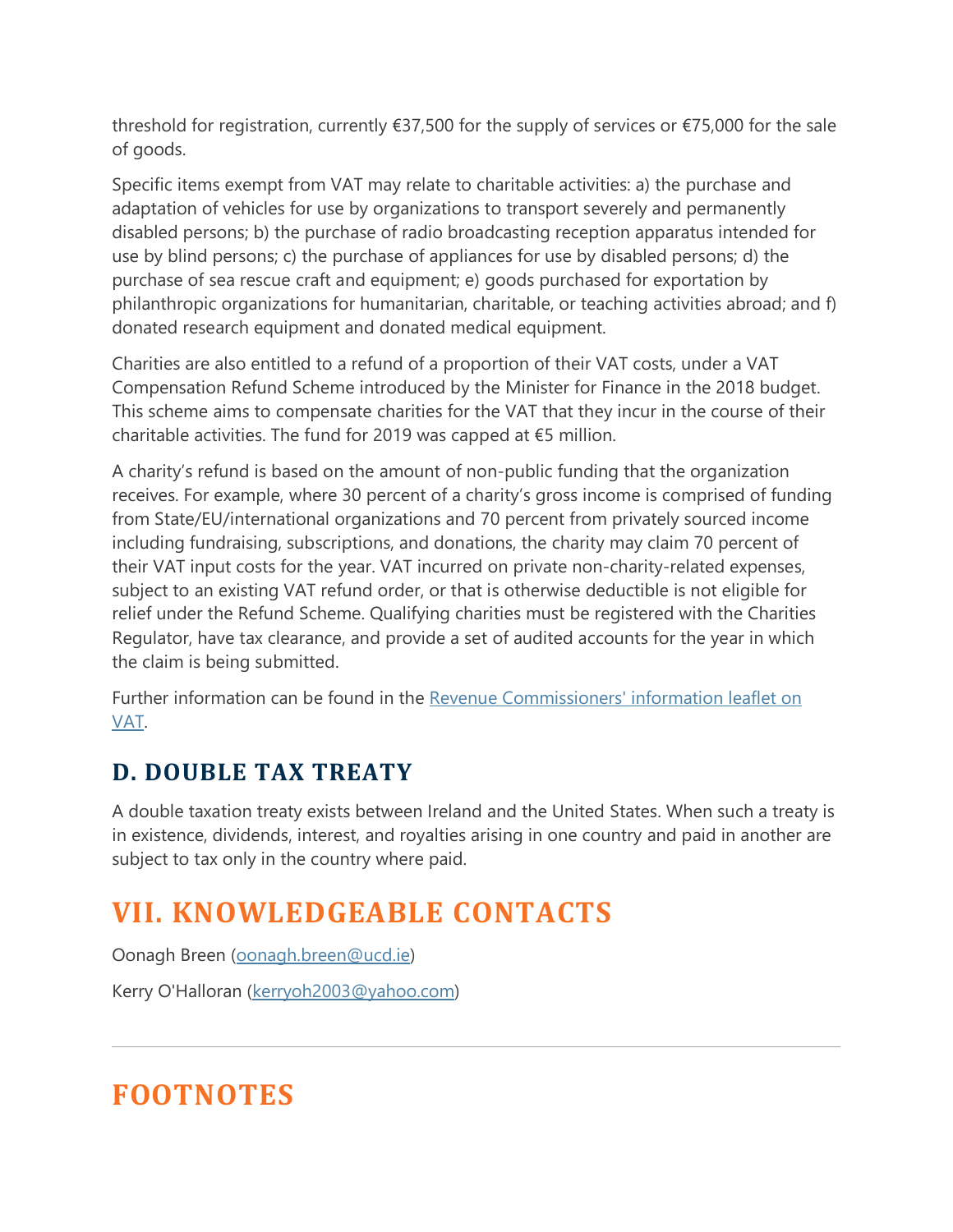threshold for registration, currently €37,500 for the supply of services or €75,000 for the sale of goods.

Specific items exempt from VAT may relate to charitable activities: a) the purchase and adaptation of vehicles for use by organizations to transport severely and permanently disabled persons; b) the purchase of radio broadcasting reception apparatus intended for use by blind persons; c) the purchase of appliances for use by disabled persons; d) the purchase of sea rescue craft and equipment; e) goods purchased for exportation by philanthropic organizations for humanitarian, charitable, or teaching activities abroad; and f) donated research equipment and donated medical equipment.

Charities are also entitled to a refund of a proportion of their VAT costs, under a VAT Compensation Refund Scheme introduced by the Minister for Finance in the 2018 budget. This scheme aims to compensate charities for the VAT that they incur in the course of their charitable activities. The fund for 2019 was capped at €5 million.

A charity's refund is based on the amount of non-public funding that the organization receives. For example, where 30 percent of a charity's gross income is comprised of funding from State/EU/international organizations and 70 percent from privately sourced income including fundraising, subscriptions, and donations, the charity may claim 70 percent of their VAT input costs for the year. VAT incurred on private non-charity-related expenses, subject to an existing VAT refund order, or that is otherwise deductible is not eligible for relief under the Refund Scheme. Qualifying charities must be registered with the Charities Regulator, have tax clearance, and provide a set of audited accounts for the year in which the claim is being submitted.

Further information can be found in the [Revenue Commissioners' information leaflet on VAT](#).

## D. DOUBLE TAX TREATY

A double taxation treaty exists between Ireland and the United States. When such a treaty is in existence, dividends, interest, and royalties arising in one country and paid in another are subject to tax only in the country where paid.

# VII. KNOWLEDGEABLE CONTACTS

Oonagh Breen (oonagh.breen@ucd.ie)

Kerry O'Halloran (kerryoh2003@yahoo.com)

---

# FOOTNOTES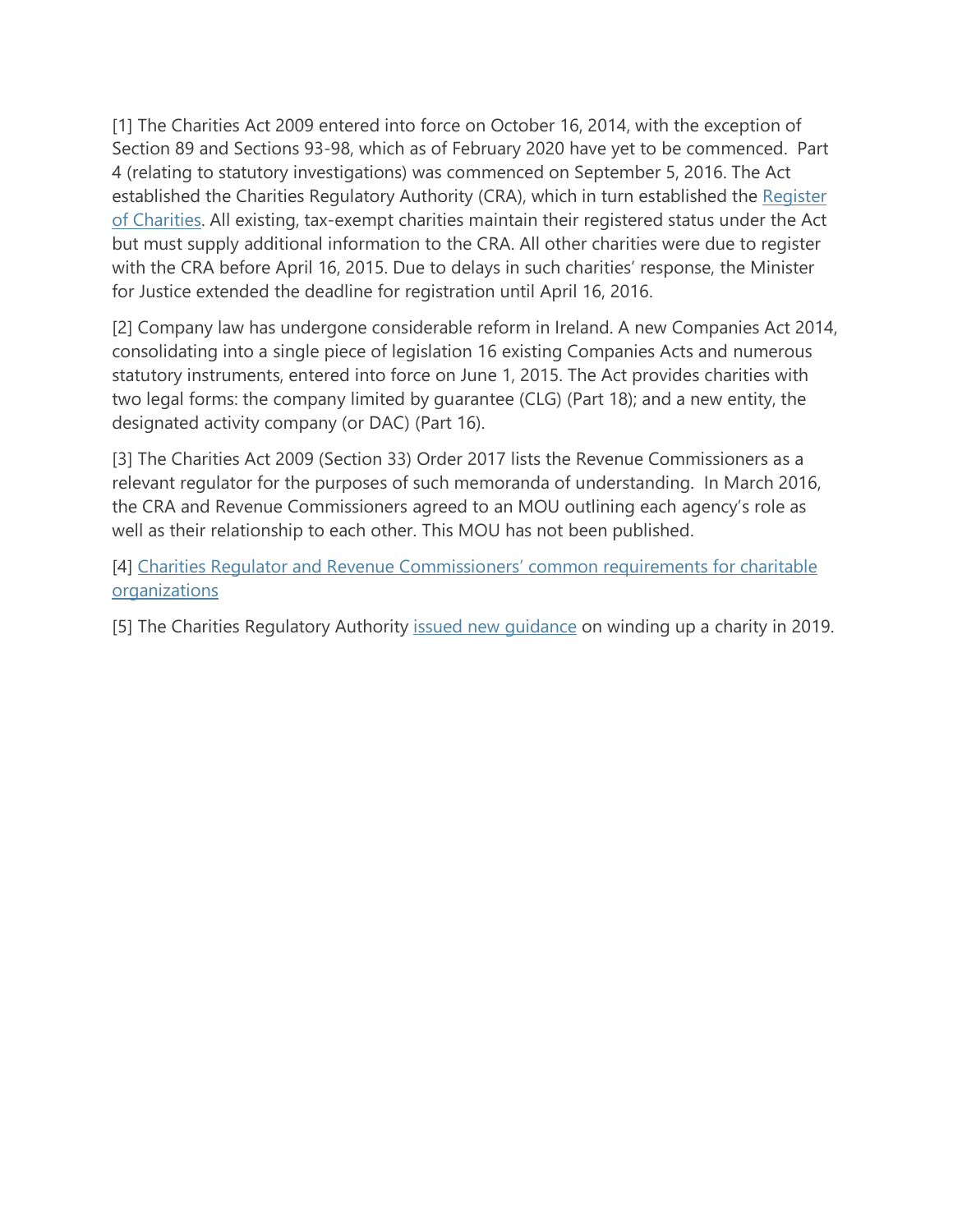[1] The Charities Act 2009 entered into force on October 16, 2014, with the exception of Section 89 and Sections 93-98, which as of February 2020 have yet to be commenced. Part 4 (relating to statutory investigations) was commenced on September 5, 2016. The Act established the Charities Regulatory Authority (CRA), which in turn established the Register of Charities. All existing, tax-exempt charities maintain their registered status under the Act but must supply additional information to the CRA. All other charities were due to register with the CRA before April 16, 2015. Due to delays in such charities' response, the Minister for Justice extended the deadline for registration until April 16, 2016.

[2] Company law has undergone considerable reform in Ireland. A new Companies Act 2014, consolidating into a single piece of legislation 16 existing Companies Acts and numerous statutory instruments, entered into force on June 1, 2015. The Act provides charities with two legal forms: the company limited by guarantee (CLG) (Part 18); and a new entity, the designated activity company (or DAC) (Part 16).

[3] The Charities Act 2009 (Section 33) Order 2017 lists the Revenue Commissioners as a relevant regulator for the purposes of such memoranda of understanding. In March 2016, the CRA and Revenue Commissioners agreed to an MOU outlining each agency's role as well as their relationship to each other. This MOU has not been published.

[4] Charities Regulator and Revenue Commissioners' common requirements for charitable organizations

[5] The Charities Regulatory Authority issued new guidance on winding up a charity in 2019.